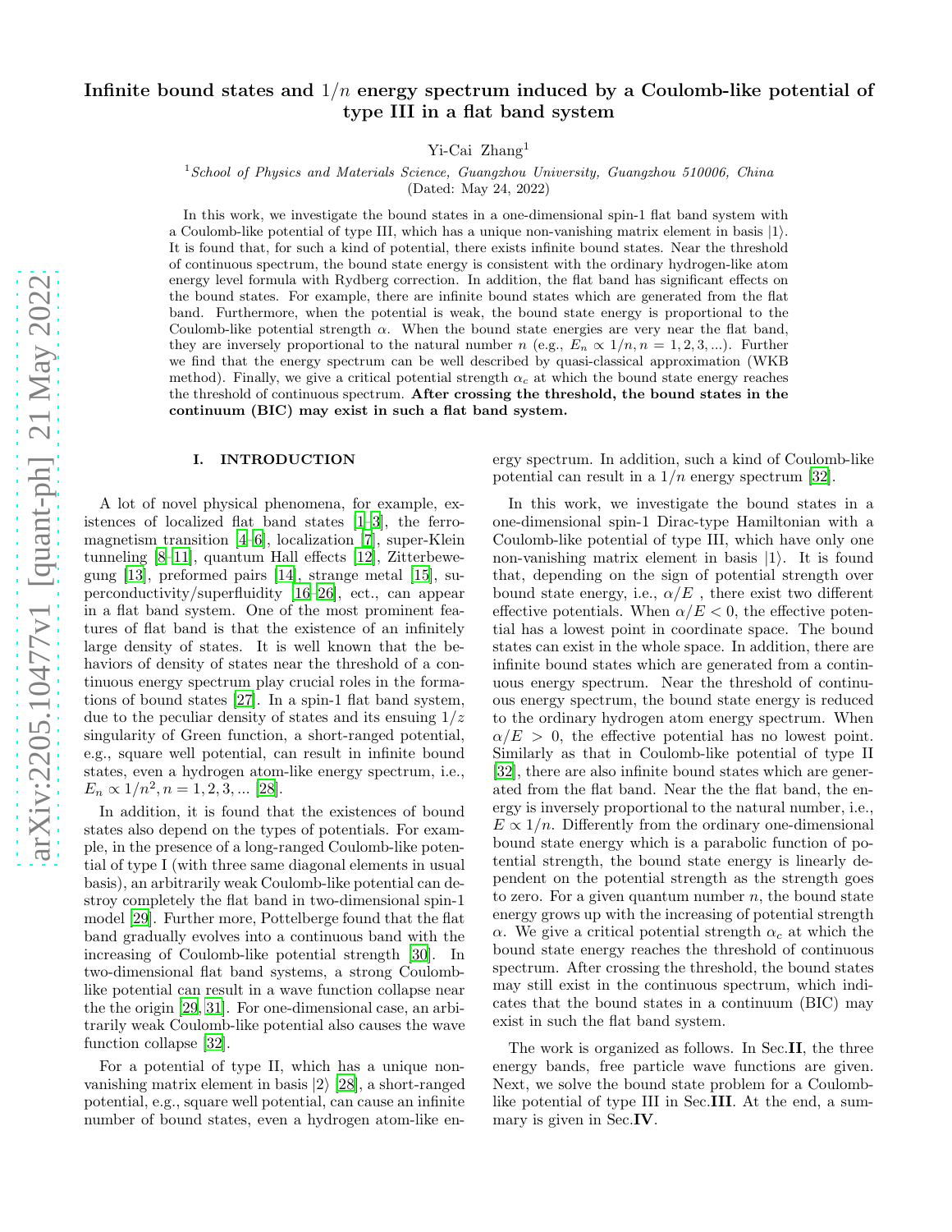# Infinite bound states and $1/n$ energy spectrum induced by a Coulomb-like potential of type III in a flat band system

Yi-Cai Zhang[1]

[1] *School of Physics and Materials Science, Guangzhou University, Guangzhou 510006, China*

(Dated: May 24, 2022)

In this work, we investigate the bound states in the one-dimensional spin-1 flat band system with a Coulomb-like potential of type III, which has a unique non-vanishing matrix element in basis $|1\rangle$. It is found that, for such a kind of potential, there exists infinite bound states. Near the threshold of continuous spectrum, the bound state energy is consistent with the ordinary hydrogen-like atom energy level formula with Rydberg correction. In addition, the flat band has significant effects on the bound states. For example, there are infinite bound states which are generated from the flat band. Furthermore, when the potential is weak, the bound state energy is proportional to the Coulomb-like potential strength $\alpha$. When the bound state energies are very near the flat band, they are inversely proportional to the natural number $n$ (e.g., $E_n \propto 1/n, n = 1, 2, 3, ...$). Further we find that the energy spectrum can be well described by quasi-classical approximation (WKB method). Finally, we give a critical potential strength $\alpha_c$ at which the bound state energy reaches the threshold of continuous spectrum. **After crossing the threshold, the bound states in the continuum (BIC) may exist in such a flat band system.**

## I. INTRODUCTION

A lot of novel physical phenomena, for example, existences of localized flat band states [1–3], the ferromagnetism transition [4–6], localization [7], super-Klein tunneling [8–11], quantum Hall effects [12], Zitterbewegung [13], preformed pairs [14], strange metal [15], superconductivity/superfluidity [16–26], ect., can appear in a flat band system. One of the most prominent features of flat band is that the existence of an infinitely large density of states. It is well known that the behaviors of density of states near the threshold of a continuous energy spectrum play crucial roles in the formations of bound states [27]. In a spin-1 flat band system, due to the peculiar density of states and its ensuing $1/z$ singularity of Green function, a short-ranged potential, e.g., square well potential, can result in infinite bound states, even a hydrogen atom-like energy spectrum, i.e., $E_n \propto 1/n^2, n = 1, 2, 3, ...$ [28].

In addition, it is found that the existences of bound states also depend on the types of potentials. For example, in the presence of a long-ranged Coulomb-like potential of type I (with three same diagonal elements in usual basis), an arbitrarily weak Coulomb-like potential can destroy completely the flat band in two-dimensional spin-1 model [29]. Further more, Pottelberge found that the flat band gradually evolves into a continuous band with the increasing of Coulomb-like potential strength [30]. In two-dimensional flat band systems, a strong Coulomb-like potential can result in a wave function collapse near the the origin [29, 31]. For one-dimensional case, an arbitrarily weak Coulomb-like potential also causes the wave function collapse [32].

For a potential of type II, which has a unique non-vanishing matrix element in basis $|2\rangle$ [28], a short-ranged potential, e.g., square well potential, can cause an infinite number of bound states, even a hydrogen atom-like energy spectrum. In addition, such a kind of Coulomb-like potential can result in a $1/n$ energy spectrum [32].

In this work, we investigate the bound states in a one-dimensional spin-1 Dirac-type Hamiltonian with a Coulomb-like potential of type III, which have only one non-vanishing matrix element in basis $|1\rangle$. It is found that, depending on the sign of potential strength over bound state energy, i.e., $\alpha/E$ , there exist two different effective potentials. When $\alpha/E < 0$, the effective potential has a lowest point in coordinate space. The bound states can exist in the whole space. In addition, there are infinite bound states which are generated from a continuous energy spectrum. Near the threshold of continuous energy spectrum, the bound state energy is reduced to the ordinary hydrogen atom energy spectrum. When $\alpha/E > 0$, the effective potential has no lowest point. Similarly as that in Coulomb-like potential of type II [32], there are also infinite bound states which are generated from the flat band. Near the the flat band, the energy is inversely proportional to the natural number, i.e., $E \propto 1/n$. Differently from the ordinary one-dimensional bound state energy which is a parabolic function of potential strength, the bound state energy is linearly dependent on the potential strength as the strength goes to zero. For a given quantum number $n$, the bound state energy grows up with the increasing of potential strength $\alpha$. We give a critical potential strength $\alpha_c$ at which the bound state energy reaches the threshold of continuous spectrum. After crossing the threshold, the bound states may still exist in the continuous spectrum, which indicates that the bound states in a continuum (BIC) may exist in such the flat band system.

The work is organized as follows. In Sec.**II**, the three energy bands, free particle wave functions are given. Next, we solve the bound state problem for a Coulomb-like potential of type III in Sec.**III**. At the end, a summary is given in Sec.**IV**.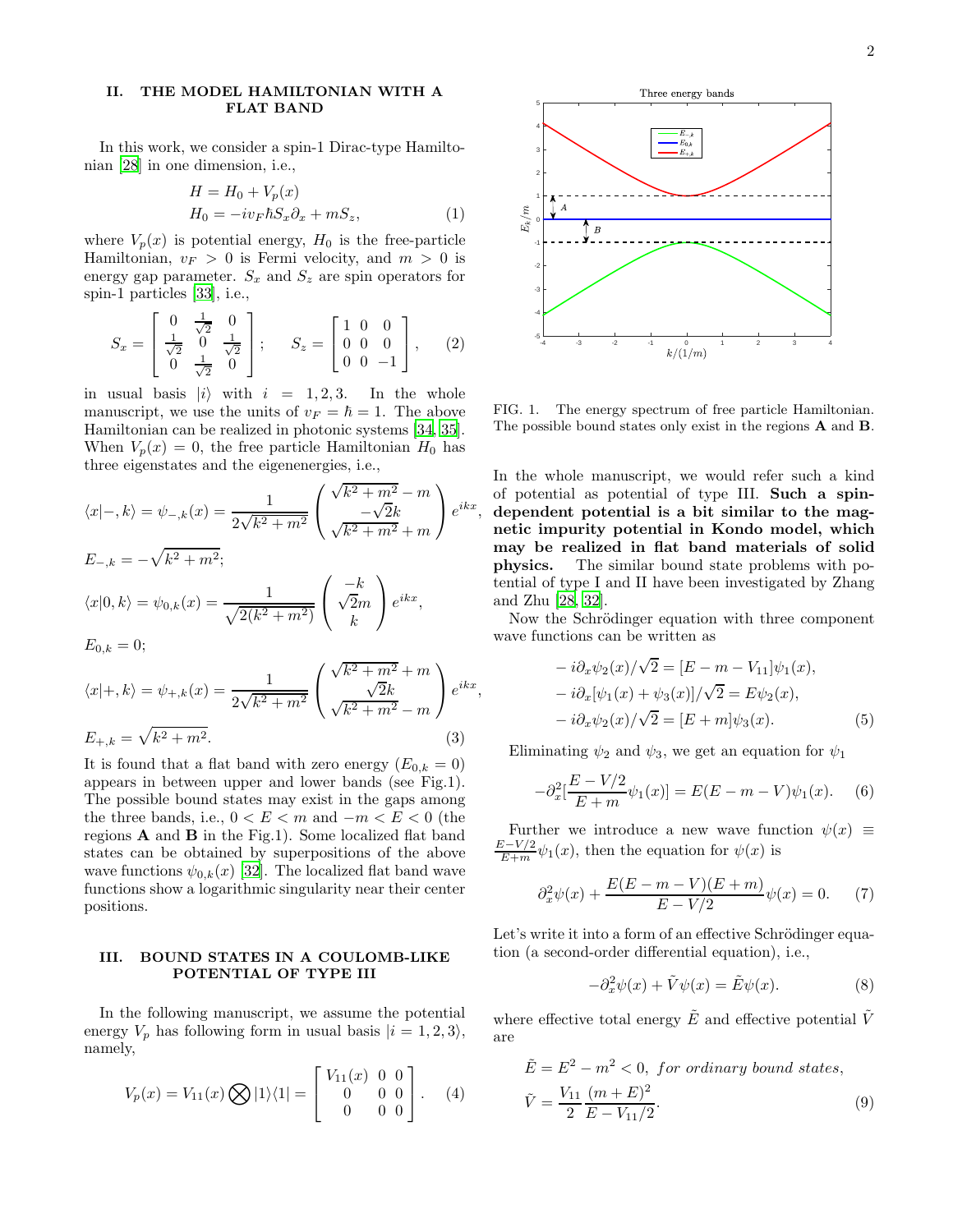## II. THE MODEL HAMILTONIAN WITH A FLAT BAND

In this work, we consider a spin-1 Dirac-type Hamiltonian [28] in one dimension, i.e.,

$$
\begin{aligned}
H &= H_0 + V_p(x) \\
H_0 &= -iv_F\hbar S_x\partial_x + mS_z,
\end{aligned} \tag{1}
$$

where $V_p(x)$ is potential energy, $H_0$ is the free-particle Hamiltonian, $v_F > 0$ is Fermi velocity, and $m > 0$ is energy gap parameter. $S_x$ and $S_z$ are spin operators for spin-1 particles [33], i.e.,

$$
S_x = \begin{bmatrix} 0 & \frac{1}{\sqrt{2}} & 0 \\ \frac{1}{\sqrt{2}} & 0 & \frac{1}{\sqrt{2}} \\ 0 & \frac{1}{\sqrt{2}} & 0 \end{bmatrix}; \quad S_z = \begin{bmatrix} 1 & 0 & 0 \\ 0 & 0 & 0 \\ 0 & 0 & -1 \end{bmatrix}, \tag{2}
$$

in usual basis $|i\rangle$ with $i = 1, 2, 3$. In the whole manuscript, we use the units of $v_F = \hbar = 1$. The above Hamiltonian can be realized in photonic systems [34, 35]. When $V_p(x) = 0$, the free particle Hamiltonian $H_0$ has three eigenstates and the eigenenergies, i.e.,

$$
\langle x|-,k\rangle = \psi_{-,k}(x) = \frac{1}{2\sqrt{k^2+m^2}} \begin{pmatrix} \sqrt{k^2+m^2} - m \\ -\sqrt{2}k \\ \sqrt{k^2+m^2} + m \end{pmatrix} e^{ikx},
$$

$$
E_{-,k} = -\sqrt{k^2+m^2};
$$

$$
\langle x|0,k\rangle = \psi_{0,k}(x) = \frac{1}{\sqrt{2(k^2+m^2)}} \begin{pmatrix} -k \\ \sqrt{2}m \\ k \end{pmatrix} e^{ikx},
$$

$$
E_{0,k} = 0;
$$

$$
\langle x|+,k\rangle = \psi_{+,k}(x) = \frac{1}{2\sqrt{k^2+m^2}} \begin{pmatrix} \sqrt{k^2+m^2} + m \\ \sqrt{2}k \\ \sqrt{k^2+m^2} - m \end{pmatrix} e^{ikx},
$$

$$
E_{+,k} = \sqrt{k^2+m^2}. \tag{3}
$$

It is found that a flat band with zero energy ($E_{0,k} = 0$) appears in between upper and lower bands (see Fig.1). The possible bound states may exist in the gaps among the three bands, i.e., $0 < E < m$ and $-m < E < 0$ (the regions **A** and **B** in the Fig.1). Some localized flat band states can be obtained by superpositions of the above wave functions $\psi_{0,k}(x)$ [32]. The localized flat band wave functions show a logarithmic singularity near their center positions.

## III. BOUND STATES IN A COULOMB-LIKE POTENTIAL OF TYPE III

In the following manuscript, we assume the potential energy $V_p$ has following form in usual basis $|i = 1, 2, 3\rangle$, namely,

$$
V_p(x) = V_{11}(x) \bigotimes |1\rangle\langle 1| = \begin{bmatrix} V_{11}(x) & 0 & 0 \\ 0 & 0 & 0 \\ 0 & 0 & 0 \end{bmatrix}. \tag{4}
$$

FIG. 1. The energy spectrum of free particle Hamiltonian. The possible bound states only exist in the regions **A** and **B**.

In the whole manuscript, we would refer such a kind of potential as potential of type III. **Such a spin-dependent potential is a bit similar to the magnetic impurity potential in Kondo model, which may be realized in flat band materials of solid physics.** The similar bound state problems with potential of type I and II have been investigated by Zhang and Zhu [28, 32].

Now the Schrödinger equation with three component wave functions can be written as

$$
\begin{aligned}
&-i\partial_x\psi_2(x)/\sqrt{2} = [E - m - V_{11}]\psi_1(x), \\
&-i\partial_x[\psi_1(x) + \psi_3(x)]/\sqrt{2} = E\psi_2(x), \\
&-i\partial_x\psi_2(x)/\sqrt{2} = [E + m]\psi_3(x).
\end{aligned} \tag{5}
$$

Eliminating $\psi_2$ and $\psi_3$, we get an equation for $\psi_1$

$$
-\partial_x^2\left[\frac{E - V/2}{E + m}\psi_1(x)\right] = E(E - m - V)\psi_1(x). \tag{6}
$$

Further we introduce a new wave function $\psi(x) \equiv \frac{E-V/2}{E+m}\psi_1(x)$, then the equation for $\psi(x)$ is

$$
\partial_x^2\psi(x) + \frac{E(E - m - V)(E + m)}{E - V/2}\psi(x) = 0. \tag{7}
$$

Let's write it into a form of an effective Schrödinger equation (a second-order differential equation), i.e.,

$$
-\partial_x^2\psi(x) + \tilde{V}\psi(x) = \tilde{E}\psi(x). \tag{8}
$$

where effective total energy $\tilde{E}$ and effective potential $\tilde{V}$ are

$$
\begin{aligned}
\tilde{E} &= E^2 - m^2 < 0, \ \textit{for ordinary bound states}, \\
\tilde{V} &= \frac{V_{11}}{2}\frac{(m+E)^2}{E - V_{11}/2}.
\end{aligned} \tag{9}
$$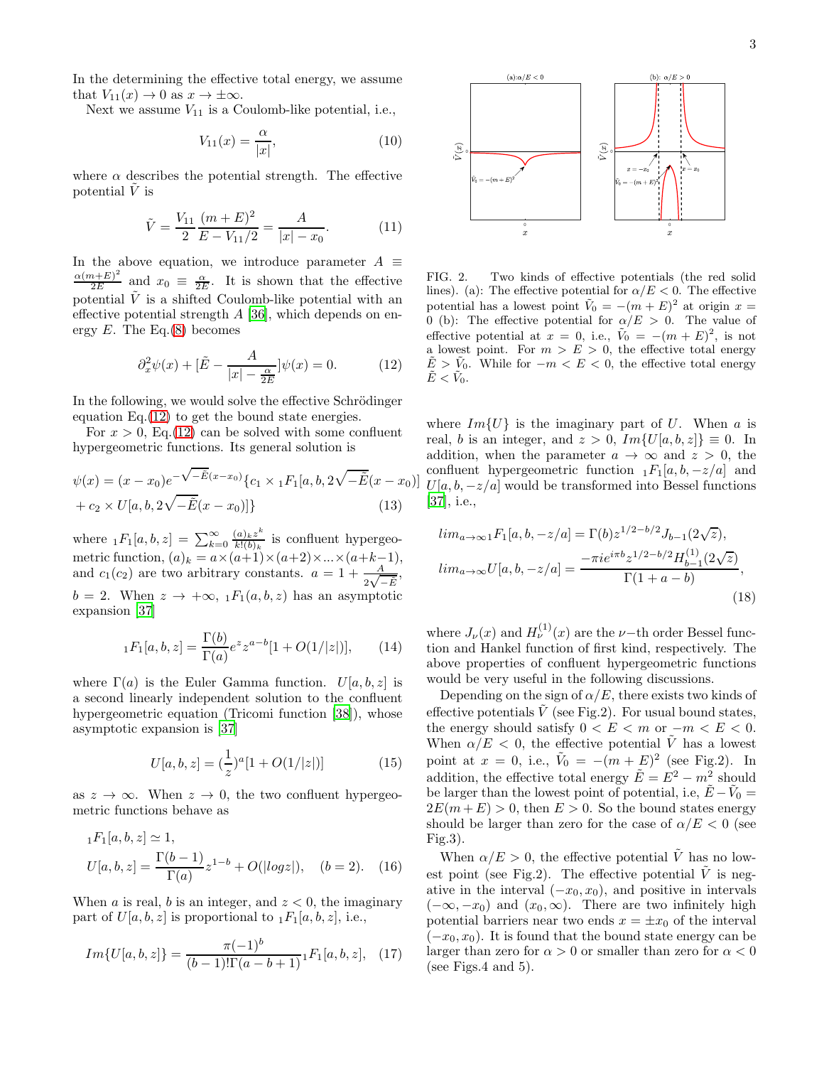In the determining the effective total energy, we assume that $V_{11}(x) \to 0$ as $x \to \pm\infty$.

Next we assume $V_{11}$ is a Coulomb-like potential, i.e.,

$$V_{11}(x) = \frac{\alpha}{|x|}, \tag{10}$$

where $\alpha$ describes the potential strength. The effective potential $\tilde{V}$ is

$$\tilde{V} = \frac{V_{11}}{2}\frac{(m+E)^2}{E - V_{11}/2} = \frac{A}{|x| - x_0}. \tag{11}$$

In the above equation, we introduce parameter $A \equiv \frac{\alpha(m+E)^2}{2E}$ and $x_0 \equiv \frac{\alpha}{2E}$. It is shown that the effective potential $\tilde{V}$ is a shifted Coulomb-like potential with an effective potential strength $A$ [36], which depends on energy $E$. The Eq.(8) becomes

$$\partial_x^2\psi(x) + [\tilde{E} - \frac{A}{|x| - \frac{\alpha}{2E}}]\psi(x) = 0. \tag{12}$$

In the following, we would solve the effective Schrödinger equation Eq.(12) to get the bound state energies.

For $x > 0$, Eq.(12) can be solved with some confluent hypergeometric functions. Its general solution is

$$\psi(x) = (x - x_0)e^{-\sqrt{-\tilde{E}}(x-x_0)}\{c_1 \times {}_1F_1[a, b, 2\sqrt{-\tilde{E}}(x - x_0)] + c_2 \times U[a, b, 2\sqrt{-\tilde{E}}(x - x_0)]\} \tag{13}$$

where ${}_1F_1[a, b, z] = \sum_{k=0}^{\infty}\frac{(a)_k z^k}{k!(b)_k}$ is confluent hypergeometric function, $(a)_k = a\times(a+1)\times(a+2)\times...\times(a+k-1)$, and $c_1(c_2)$ are two arbitrary constants. $a = 1 + \frac{A}{2\sqrt{-\tilde{E}}}$, $b = 2$. When $z \to +\infty$, ${}_1F_1(a, b, z)$ has an asymptotic expansion [37]

$${}_1F_1[a, b, z] = \frac{\Gamma(b)}{\Gamma(a)}e^z z^{a-b}[1 + O(1/|z|)], \tag{14}$$

where $\Gamma(a)$ is the Euler Gamma function. $U[a, b, z]$ is a second linearly independent solution to the confluent hypergeometric equation (Tricomi function [38]), whose asymptotic expansion is [37]

$$U[a, b, z] = (\frac{1}{z})^a[1 + O(1/|z|)] \tag{15}$$

as $z \to \infty$. When $z \to 0$, the two confluent hypergeometric functions behave as

$$\begin{aligned}
&{}_1F_1[a, b, z] \simeq 1, \\
&U[a, b, z] = \frac{\Gamma(b-1)}{\Gamma(a)}z^{1-b} + O(|log z|), \quad (b = 2).
\end{aligned} \tag{16}$$

When $a$ is real, $b$ is an integer, and $z < 0$, the imaginary part of $U[a, b, z]$ is proportional to ${}_1F_1[a, b, z]$, i.e.,

$$Im\{U[a, b, z]\} = \frac{\pi(-1)^b}{(b-1)!\Gamma(a - b + 1)}{}_1F_1[a, b, z], \tag{17}$$

FIG. 2. Two kinds of effective potentials (the red solid lines). (a): The effective potential for $\alpha/E < 0$. The effective potential has a lowest point $\tilde{V}_0 = -(m+E)^2$ at origin $x = 0$ (b): The effective potential for $\alpha/E > 0$. The value of effective potential at $x = 0$, i.e., $\tilde{V}_0 = -(m+E)^2$, is not a lowest point. For $m > E > 0$, the effective total energy $\tilde{E} > \tilde{V}_0$. While for $-m < E < 0$, the effective total energy $\tilde{E} < \tilde{V}_0$.

where $Im\{U\}$ is the imaginary part of $U$. When $a$ is real, $b$ is an integer, and $z > 0$, $Im\{U[a, b, z]\} \equiv 0$. In addition, when the parameter $a \to \infty$ and $z > 0$, the confluent hypergeometric function ${}_1F_1[a, b, -z/a]$ and $U[a, b, -z/a]$ would be transformed into Bessel functions [37], i.e.,

$$\begin{aligned}
&lim_{a\to\infty}{}_1F_1[a, b, -z/a] = \Gamma(b)z^{1/2-b/2}J_{b-1}(2\sqrt{z}), \\
&lim_{a\to\infty}U[a, b, -z/a] = \frac{-\pi i e^{i\pi b}z^{1/2-b/2}H_{b-1}^{(1)}(2\sqrt{z})}{\Gamma(1 + a - b)},
\end{aligned} \tag{18}$$

where $J_\nu(x)$ and $H_\nu^{(1)}(x)$ are the $\nu-$th order Bessel function and Hankel function of first kind, respectively. The above properties of confluent hypergeometric functions would be very useful in the following discussions.

Depending on the sign of $\alpha/E$, there exists two kinds of effective potentials $\tilde{V}$ (see Fig.2). For usual bound states, the energy should satisfy $0 < E < m$ or $-m < E < 0$. When $\alpha/E < 0$, the effective potential $\tilde{V}$ has a lowest point at $x = 0$, i.e., $\tilde{V}_0 = -(m+E)^2$ (see Fig.2). In addition, the effective total energy $\tilde{E} = E^2 - m^2$ should be larger than the lowest point of potential, i.e, $\tilde{E} - \tilde{V}_0 = 2E(m+E) > 0$, then $E > 0$. So the bound states energy should be larger than zero for the case of $\alpha/E < 0$ (see Fig.3).

When $\alpha/E > 0$, the effective potential $\tilde{V}$ has no lowest point (see Fig.2). The effective potential $\tilde{V}$ is negative in the interval $(-x_0, x_0)$, and positive in intervals $(-\infty, -x_0)$ and $(x_0, \infty)$. There are two infinitely high potential barriers near two ends $x = \pm x_0$ of the interval $(-x_0, x_0)$. It is found that the bound state energy can be larger than zero for $\alpha > 0$ or smaller than zero for $\alpha < 0$ (see Figs.4 and 5).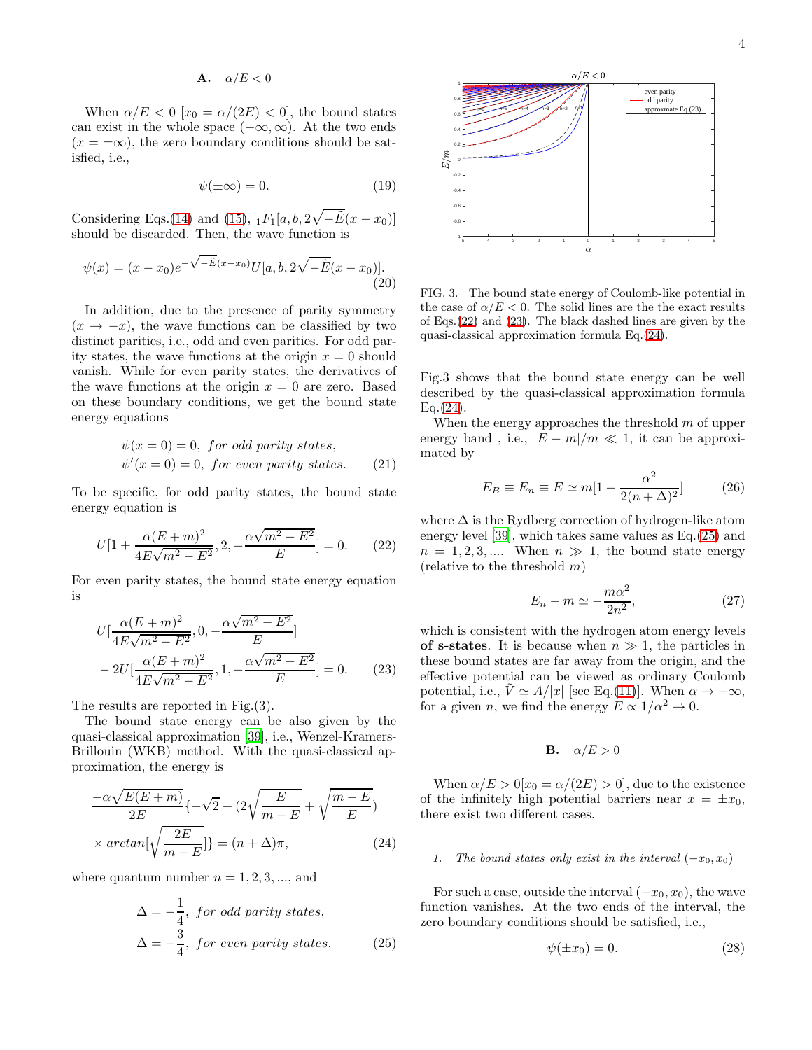### A. $\alpha/E < 0$

When $\alpha/E < 0$ [$x_0 = \alpha/(2E) < 0$], the bound states can exist in the whole space $(-\infty, \infty)$. At the two ends $(x = \pm\infty)$, the zero boundary conditions should be satisfied, i.e.,

$$\psi(\pm\infty) = 0. \tag{19}$$

Considering Eqs.(14) and (15), ${}_1F_1[a, b, 2\sqrt{-\tilde{E}}(x - x_0)]$ should be discarded. Then, the wave function is

$$\psi(x) = (x - x_0)e^{-\sqrt{-\tilde{E}}(x-x_0)}U[a, b, 2\sqrt{-\tilde{E}}(x - x_0)]. \tag{20}$$

In addition, due to the presence of parity symmetry $(x \to -x)$, the wave functions can be classified by two distinct parities, i.e., odd and even parities. For odd parity states, the wave functions at the origin $x = 0$ should vanish. While for even parity states, the derivatives of the wave functions at the origin $x = 0$ are zero. Based on these boundary conditions, we get the bound state energy equations

$$\begin{aligned} &\psi(x = 0) = 0, \ \textit{for odd parity states}, \\ &\psi'(x = 0) = 0, \ \textit{for even parity states}. \end{aligned} \tag{21}$$

To be specific, for odd parity states, the bound state energy equation is

$$U[1 + \frac{\alpha(E + m)^2}{4E\sqrt{m^2 - E^2}}, 2, -\frac{\alpha\sqrt{m^2 - E^2}}{E}] = 0. \tag{22}$$

For even parity states, the bound state energy equation is

$$\begin{aligned} &U[\frac{\alpha(E + m)^2}{4E\sqrt{m^2 - E^2}}, 0, -\frac{\alpha\sqrt{m^2 - E^2}}{E}] \\ &- 2U[\frac{\alpha(E + m)^2}{4E\sqrt{m^2 - E^2}}, 1, -\frac{\alpha\sqrt{m^2 - E^2}}{E}] = 0. \end{aligned} \tag{23}$$

The results are reported in Fig.(3).

The bound state energy can be also given by the quasi-classical approximation [39], i.e., Wenzel-Kramers-Brillouin (WKB) method. With the quasi-classical approximation, the energy is

$$\begin{aligned} &\frac{-\alpha\sqrt{E(E + m)}}{2E}\{-\sqrt{2} + (2\sqrt{\frac{E}{m - E}} + \sqrt{\frac{m - E}{E}}) \\ &\times arctan[\sqrt{\frac{2E}{m - E}}]\} = (n + \Delta)\pi, \end{aligned} \tag{24}$$

where quantum number $n = 1, 2, 3, ...$, and

$$\begin{aligned} &\Delta = -\frac{1}{4}, \ \textit{for odd parity states}, \\ &\Delta = -\frac{3}{4}, \ \textit{for even parity states}. \end{aligned} \tag{25}$$

FIG. 3. The bound state energy of Coulomb-like potential in the case of $\alpha/E < 0$. The solid lines are the the exact results of Eqs.(22) and (23). The black dashed lines are given by the quasi-classical approximation formula Eq.(24).

Fig.3 shows that the bound state energy can be well described by the quasi-classical approximation formula Eq.(24).

When the energy approaches the threshold $m$ of upper energy band , i.e., $|E - m|/m \ll 1$, it can be approximated by

$$E_B \equiv E_n \equiv E \simeq m[1 - \frac{\alpha^2}{2(n + \Delta)^2}] \tag{26}$$

where $\Delta$ is the Rydberg correction of hydrogen-like atom energy level [39], which takes same values as Eq.(25) and $n = 1, 2, 3, ....$ When $n \gg 1$, the bound state energy (relative to the threshold $m$)

$$E_n - m \simeq -\frac{m\alpha^2}{2n^2}, \tag{27}$$

which is consistent with the hydrogen atom energy levels **of s-states**. It is because when $n \gg 1$, the particles in these bound states are far away from the origin, and the effective potential can be viewed as ordinary Coulomb potential, i.e., $\tilde{V} \simeq A/|x|$ [see Eq.(11)]. When $\alpha \to -\infty$, for a given $n$, we find the energy $E \propto 1/\alpha^2 \to 0$.

### B. $\alpha/E > 0$

When $\alpha/E > 0$[$x_0 = \alpha/(2E) > 0$], due to the existence of the infinitely high potential barriers near $x = \pm x_0$, there exist two different cases.

#### 1. The bound states only exist in the interval $(-x_0, x_0)$

For such a case, outside the interval $(-x_0, x_0)$, the wave function vanishes. At the two ends of the interval, the zero boundary conditions should be satisfied, i.e.,

$$\psi(\pm x_0) = 0. \tag{28}$$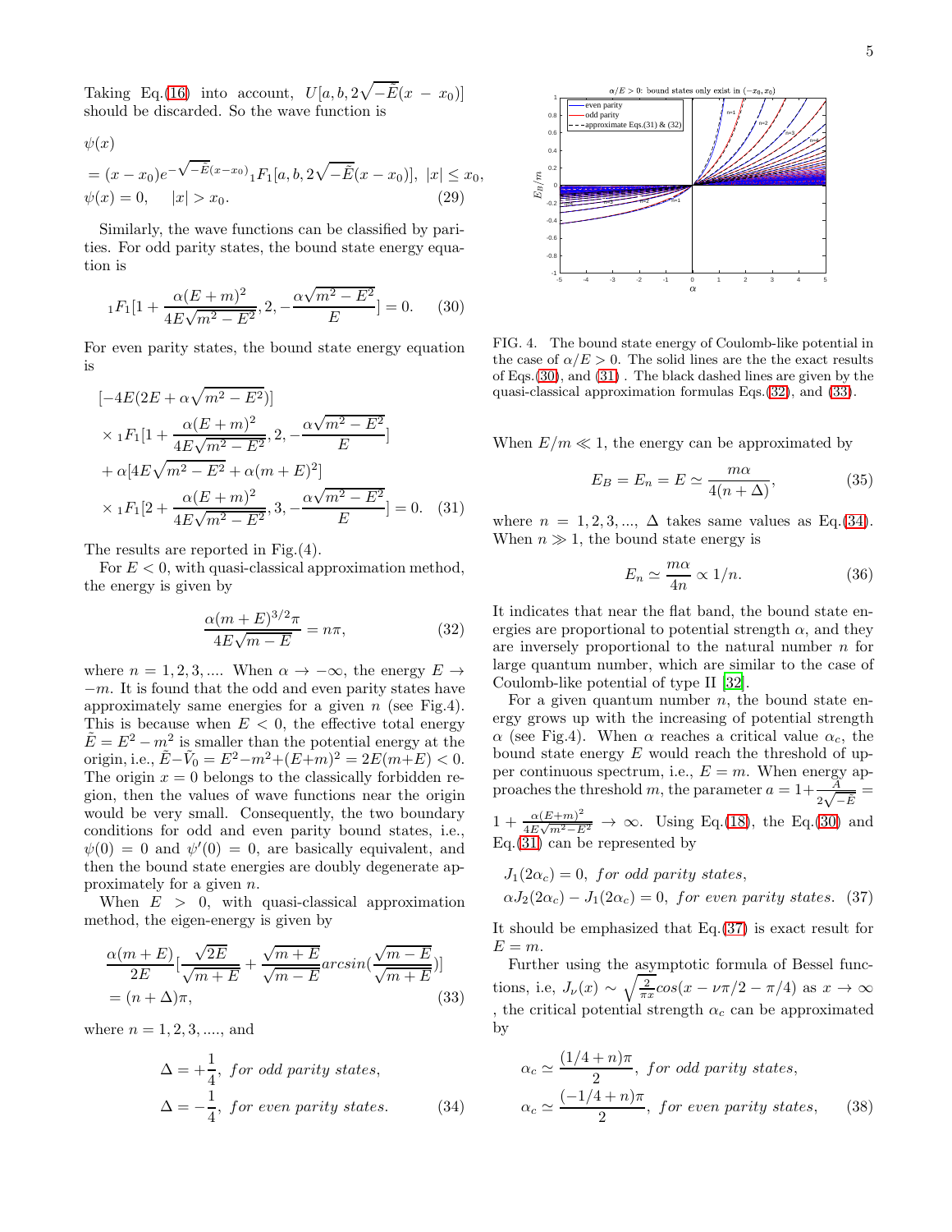Taking Eq.(16) into account, $U[a, b, 2\sqrt{-\tilde{E}}(x-x_0)]$ should be discarded. So the wave function is

$$
\begin{aligned}
&\psi(x) \\
&= (x-x_0)e^{-\sqrt{-\tilde{E}}(x-x_0)}{}_1F_1[a, b, 2\sqrt{-\tilde{E}}(x-x_0)],\ |x| \le x_0, \\
&\psi(x) = 0, \quad |x| > x_0. \qquad (29)
\end{aligned}
$$

Similarly, the wave functions can be classified by parities. For odd parity states, the bound state energy equation is

$$
{}_1F_1[1 + \frac{\alpha(E+m)^2}{4E\sqrt{m^2-E^2}}, 2, -\frac{\alpha\sqrt{m^2-E^2}}{E}] = 0. \qquad (30)
$$

For even parity states, the bound state energy equation is

$$
\begin{aligned}
&[-4E(2E + \alpha\sqrt{m^2-E^2})] \\
&\times {}_1F_1[1 + \frac{\alpha(E+m)^2}{4E\sqrt{m^2-E^2}}, 2, -\frac{\alpha\sqrt{m^2-E^2}}{E}] \\
&+ \alpha[4E\sqrt{m^2-E^2} + \alpha(m+E)^2] \\
&\times {}_1F_1[2 + \frac{\alpha(E+m)^2}{4E\sqrt{m^2-E^2}}, 3, -\frac{\alpha\sqrt{m^2-E^2}}{E}] = 0. \qquad (31)
\end{aligned}
$$

The results are reported in Fig.(4).

For $E < 0$, with quasi-classical approximation method, the energy is given by

$$
\frac{\alpha(m+E)^{3/2}\pi}{4E\sqrt{m-E}} = n\pi, \qquad (32)
$$

where $n = 1, 2, 3, ...$. When $\alpha \to -\infty$, the energy $E \to -m$. It is found that the odd and even parity states have approximately same energies for a given $n$ (see Fig.4). This is because when $E < 0$, the effective total energy $\tilde{E} = E^2 - m^2$ is smaller than the potential energy at the origin, i.e., $\tilde{E} - \tilde{V}_0 = E^2 - m^2 + (E+m)^2 = 2E(m+E) < 0$. The origin $x = 0$ belongs to the classically forbidden region, then the values of wave functions near the origin would be very small. Consequently, the two boundary conditions for odd and even parity bound states, i.e., $\psi(0) = 0$ and $\psi'(0) = 0$, are basically equivalent, and then the bound state energies are doubly degenerate approximately for a given $n$.

When $E > 0$, with quasi-classical approximation method, the eigen-energy is given by

$$
\begin{aligned}
&\frac{\alpha(m+E)}{2E}[\frac{\sqrt{2E}}{\sqrt{m+E}} + \frac{\sqrt{m+E}}{\sqrt{m-E}} arcsin(\frac{\sqrt{m-E}}{\sqrt{m+E}})] \\
&= (n+\Delta)\pi, \qquad (33)
\end{aligned}
$$

where $n = 1, 2, 3, ....$, and

$$
\begin{aligned}
\Delta &= +\frac{1}{4},\ for\ odd\ parity\ states, \\
\Delta &= -\frac{1}{4},\ for\ even\ parity\ states. \qquad (34)
\end{aligned}
$$

FIG. 4. The bound state energy of Coulomb-like potential in the case of $\alpha/E > 0$. The solid lines are the the exact results of Eqs.(30), and (31) . The black dashed lines are given by the quasi-classical approximation formulas Eqs.(32), and (33).

When $E/m \ll 1$, the energy can be approximated by

$$
E_B = E_n = E \simeq \frac{m\alpha}{4(n+\Delta)}, \qquad (35)
$$

where $n = 1, 2, 3, ...$, $\Delta$ takes same values as Eq.(34). When $n \gg 1$, the bound state energy is

$$
E_n \simeq \frac{m\alpha}{4n} \propto 1/n. \qquad (36)
$$

It indicates that near the flat band, the bound state energies are proportional to potential strength $\alpha$, and they are inversely proportional to the natural number $n$ for large quantum number, which are similar to the case of Coulomb-like potential of type II [32].

For a given quantum number $n$, the bound state energy grows up with the increasing of potential strength $\alpha$ (see Fig.4). When $\alpha$ reaches a critical value $\alpha_c$, the bound state energy $E$ would reach the threshold of upper continuous spectrum, i.e., $E = m$. When energy approaches the threshold $m$, the parameter $a = 1 + \frac{A}{2\sqrt{-\tilde{E}}} = 1 + \frac{\alpha(E+m)^2}{4E\sqrt{m^2-E^2}} \to \infty$. Using Eq.(18), the Eq.(30) and Eq.(31) can be represented by

$$
\begin{aligned}
&J_1(2\alpha_c) = 0,\ for\ odd\ parity\ states, \\
&\alpha J_2(2\alpha_c) - J_1(2\alpha_c) = 0,\ for\ even\ parity\ states. \qquad (37)
\end{aligned}
$$

It should be emphasized that Eq.(37) is exact result for $E = m$.

Further using the asymptotic formula of Bessel functions, i.e, $J_\nu(x) \sim \sqrt{\frac{2}{\pi x}} cos(x - \nu\pi/2 - \pi/4)$ as $x \to \infty$ , the critical potential strength $\alpha_c$ can be approximated by

$$
\begin{aligned}
\alpha_c &\simeq \frac{(1/4+n)\pi}{2},\ for\ odd\ parity\ states, \\
\alpha_c &\simeq \frac{(-1/4+n)\pi}{2},\ for\ even\ parity\ states, \qquad (38)
\end{aligned}
$$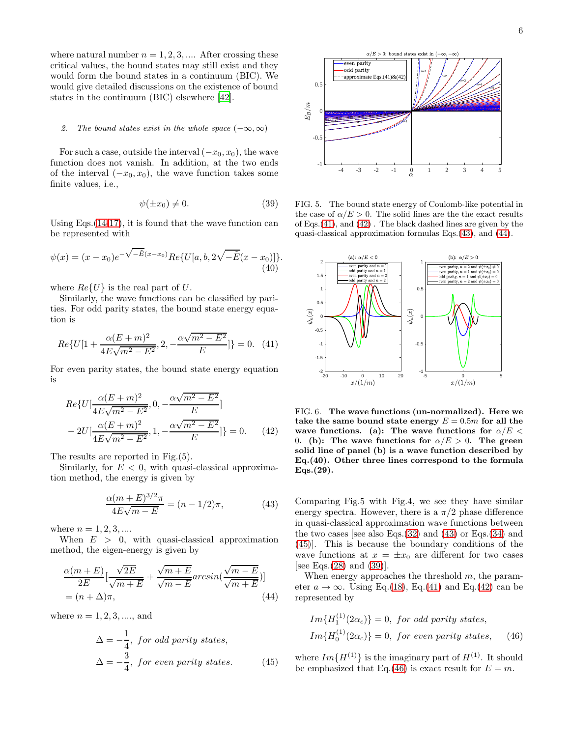where natural number $n = 1, 2, 3, ...$. After crossing these critical values, the bound states may still exist and they would form the bound states in a continuum (BIC). We would give detailed discussions on the existence of bound states in the continuum (BIC) elsewhere [42].

### 2. The bound states exist in the whole space $(-\infty, \infty)$

For such a case, outside the interval $(-x_0, x_0)$, the wave function does not vanish. In addition, at the two ends of the interval $(-x_0, x_0)$, the wave function takes some finite values, i.e.,

$$\psi(\pm x_0) \neq 0. \tag{39}$$

Using Eqs.(14-17), it is found that the wave function can be represented with

$$\psi(x) = (x - x_0)e^{-\sqrt{-\tilde{E}}(x-x_0)} Re\{U[a, b, 2\sqrt{-\tilde{E}}(x - x_0)]\}. \tag{40}$$

where $Re\{U\}$ is the real part of $U$.

Similarly, the wave functions can be classified by parities. For odd parity states, the bound state energy equation is

$$Re\{U[1 + \frac{\alpha(E + m)^2}{4E\sqrt{m^2 - E^2}}, 2, -\frac{\alpha\sqrt{m^2 - E^2}}{E}]\} = 0. \tag{41}$$

For even parity states, the bound state energy equation is

$$Re\{U[\frac{\alpha(E + m)^2}{4E\sqrt{m^2 - E^2}}, 0, -\frac{\alpha\sqrt{m^2 - E^2}}{E}] - 2U[\frac{\alpha(E + m)^2}{4E\sqrt{m^2 - E^2}}, 1, -\frac{\alpha\sqrt{m^2 - E^2}}{E}]\} = 0. \tag{42}$$

The results are reported in Fig.(5).

Similarly, for $E < 0$, with quasi-classical approximation method, the energy is given by

$$\frac{\alpha(m + E)^{3/2}\pi}{4E\sqrt{m - E}} = (n - 1/2)\pi, \tag{43}$$

where $n = 1, 2, 3, ....$

When $E > 0$, with quasi-classical approximation method, the eigen-energy is given by

$$\frac{\alpha(m + E)}{2E}[\frac{\sqrt{2E}}{\sqrt{m + E}} + \frac{\sqrt{m + E}}{\sqrt{m - E}} arcsin(\frac{\sqrt{m - E}}{\sqrt{m + E}})] = (n + \Delta)\pi, \tag{44}$$

where $n = 1, 2, 3, ....$, and

$$\Delta = -\frac{1}{4}, \; for \; odd \; parity \; states, \qquad \Delta = -\frac{3}{4}, \; for \; even \; parity \; states. \tag{45}$$

FIG. 5. The bound state energy of Coulomb-like potential in the case of $\alpha/E > 0$. The solid lines are the the exact results of Eqs.(41), and (42) . The black dashed lines are given by the quasi-classical approximation formulas Eqs.(43), and (44).

**FIG. 6. The wave functions (un-normalized). Here we take the same bound state energy $E = 0.5m$ for all the wave functions. (a): The wave functions for $\alpha/E < 0$. (b): The wave functions for $\alpha/E > 0$. The green solid line of panel (b) is a wave function described by Eq.(40). Other three lines correspond to the formula Eqs.(29).**

Comparing Fig.5 with Fig.4, we see they have similar energy spectra. However, there is a $\pi/2$ phase difference in quasi-classical approximation wave functions between the two cases [see also Eqs.(32) and (43) or Eqs.(34) and (45)]. This is because the boundary conditions of the wave functions at $x = \pm x_0$ are different for two cases [see Eqs.(28) and (39)].

When energy approaches the threshold $m$, the parameter $a \to \infty$. Using Eq.(18), Eq.(41) and Eq.(42) can be represented by

$$Im\{H_1^{(1)}(2\alpha_c)\} = 0, \; for \; odd \; parity \; states,$$
$$Im\{H_0^{(1)}(2\alpha_c)\} = 0, \; for \; even \; parity \; states, \tag{46}$$

where $Im\{H^{(1)}\}$ is the imaginary part of $H^{(1)}$. It should be emphasized that Eq.(46) is exact result for $E = m$.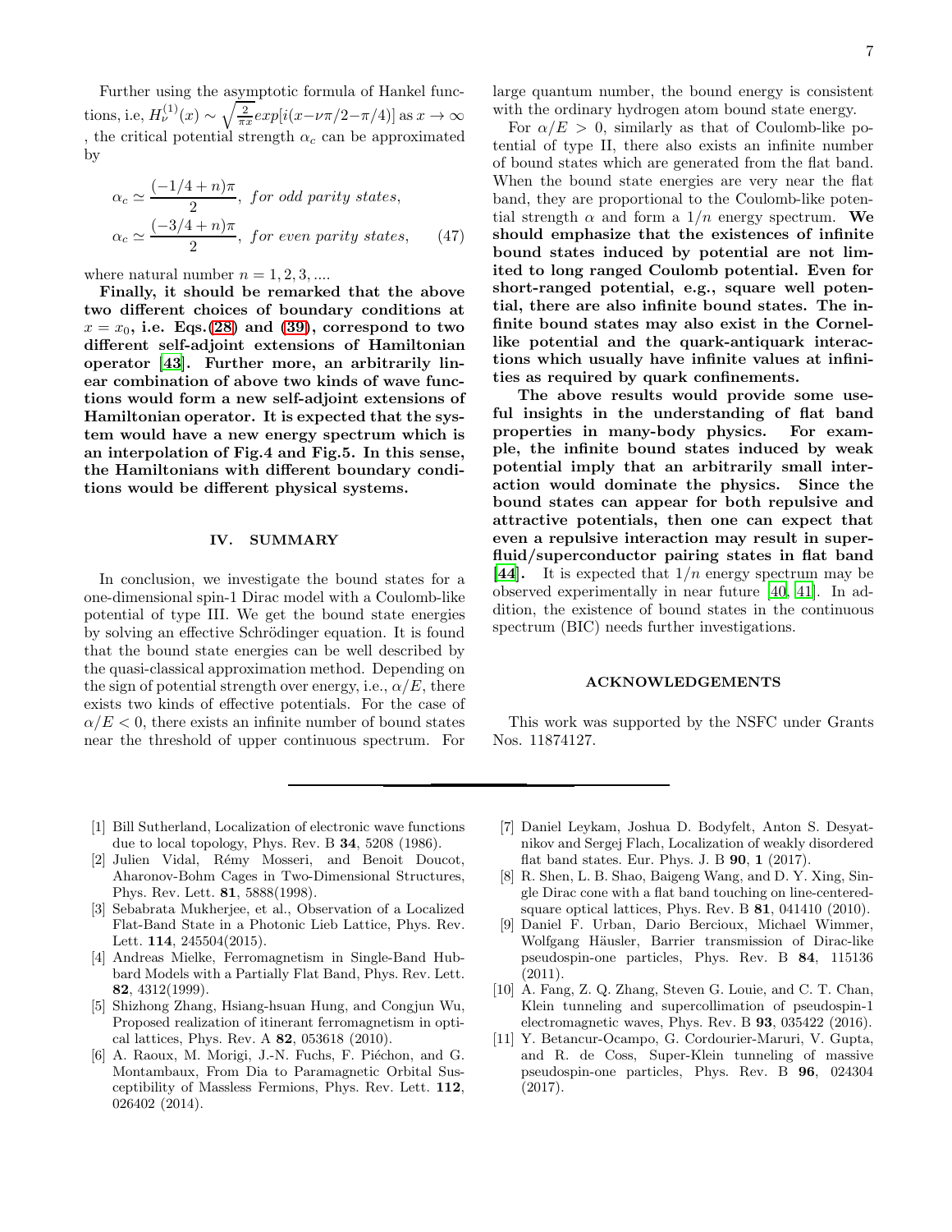Further using the asymptotic formula of Hankel functions, i.e, $H_\nu^{(1)}(x) \sim \sqrt{\frac{2}{\pi x}} exp[i(x-\nu\pi/2-\pi/4)]$ as $x \to \infty$ , the critical potential strength $\alpha_c$ can be approximated by

$$
\begin{aligned}
\alpha_c &\simeq \frac{(-1/4+n)\pi}{2},\ \textit{for odd parity states}, \\
\alpha_c &\simeq \frac{(-3/4+n)\pi}{2},\ \textit{for even parity states}, \qquad (47)
\end{aligned}
$$

where natural number $n = 1, 2, 3, ....$

**Finally, it should be remarked that the above two different choices of boundary conditions at $x = x_0$, i.e. Eqs.(28) and (39), correspond to two different self-adjoint extensions of Hamiltonian operator [43]. Further more, an arbitrarily linear combination of above two kinds of wave functions would form a new self-adjoint extensions of Hamiltonian operator. It is expected that the system would have a new energy spectrum which is an interpolation of Fig.4 and Fig.5. In this sense, the Hamiltonians with different boundary conditions would be different physical systems.**

## IV. SUMMARY

In conclusion, we investigate the bound states for a one-dimensional spin-1 Dirac model with a Coulomb-like potential of type III. We get the bound state energies by solving an effective Schrödinger equation. It is found that the bound state energies can be well described by the quasi-classical approximation method. Depending on the sign of potential strength over energy, i.e., $\alpha/E$, there exists two kinds of effective potentials. For the case of $\alpha/E < 0$, there exists an infinite number of bound states near the threshold of upper continuous spectrum. For large quantum number, the bound energy is consistent with the ordinary hydrogen atom bound state energy.

For $\alpha/E > 0$, similarly as that of Coulomb-like potential of type II, there also exists an infinite number of bound states which are generated from the flat band. When the bound state energies are very near the flat band, they are proportional to the Coulomb-like potential strength $\alpha$ and form a $1/n$ energy spectrum. **We should emphasize that the existences of infinite bound states induced by potential are not limited to long ranged Coulomb potential. Even for short-ranged potential, e.g., square well potential, there are also infinite bound states. The infinite bound states may also exist in the Cornel-like potential and the quark-antiquark interactions which usually have infinite values at infinities as required by quark confinements.**

**The above results would provide some useful insights in the understanding of flat band properties in many-body physics. For example, the infinite bound states induced by weak potential imply that an arbitrarily small interaction would dominate the physics. Since the bound states can appear for both repulsive and attractive potentials, then one can expect that even a repulsive interaction may result in superfluid/superconductor pairing states in flat band [44].** It is expected that $1/n$ energy spectrum may be observed experimentally in near future [40, 41]. In addition, the existence of bound states in the continuous spectrum (BIC) needs further investigations.

## ACKNOWLEDGEMENTS

This work was supported by the NSFC under Grants Nos. 11874127.

---

[1] Bill Sutherland, Localization of electronic wave functions due to local topology, Phys. Rev. B **34**, 5208 (1986).

[2] Julien Vidal, Rémy Mosseri, and Benoit Doucot, Aharonov-Bohm Cages in Two-Dimensional Structures, Phys. Rev. Lett. **81**, 5888(1998).

[3] Sebabrata Mukherjee, et al., Observation of a Localized Flat-Band State in a Photonic Lieb Lattice, Phys. Rev. Lett. **114**, 245504(2015).

[4] Andreas Mielke, Ferromagnetism in Single-Band Hubbard Models with a Partially Flat Band, Phys. Rev. Lett. **82**, 4312(1999).

[5] Shizhong Zhang, Hsiang-hsuan Hung, and Congjun Wu, Proposed realization of itinerant ferromagnetism in optical lattices, Phys. Rev. A **82**, 053618 (2010).

[6] A. Raoux, M. Morigi, J.-N. Fuchs, F. Piéchon, and G. Montambaux, From Dia to Paramagnetic Orbital Susceptibility of Massless Fermions, Phys. Rev. Lett. **112**, 026402 (2014).

[7] Daniel Leykam, Joshua D. Bodyfelt, Anton S. Desyatnikov and Sergej Flach, Localization of weakly disordered flat band states. Eur. Phys. J. B **90**, **1** (2017).

[8] R. Shen, L. B. Shao, Baigeng Wang, and D. Y. Xing, Single Dirac cone with a flat band touching on line-centered-square optical lattices, Phys. Rev. B **81**, 041410 (2010).

[9] Daniel F. Urban, Dario Bercioux, Michael Wimmer, Wolfgang Häusler, Barrier transmission of Dirac-like pseudospin-one particles, Phys. Rev. B **84**, 115136 (2011).

[10] A. Fang, Z. Q. Zhang, Steven G. Louie, and C. T. Chan, Klein tunneling and supercollimation of pseudospin-1 electromagnetic waves, Phys. Rev. B **93**, 035422 (2016).

[11] Y. Betancur-Ocampo, G. Cordourier-Maruri, V. Gupta, and R. de Coss, Super-Klein tunneling of massive pseudospin-one particles, Phys. Rev. B **96**, 024304 (2017).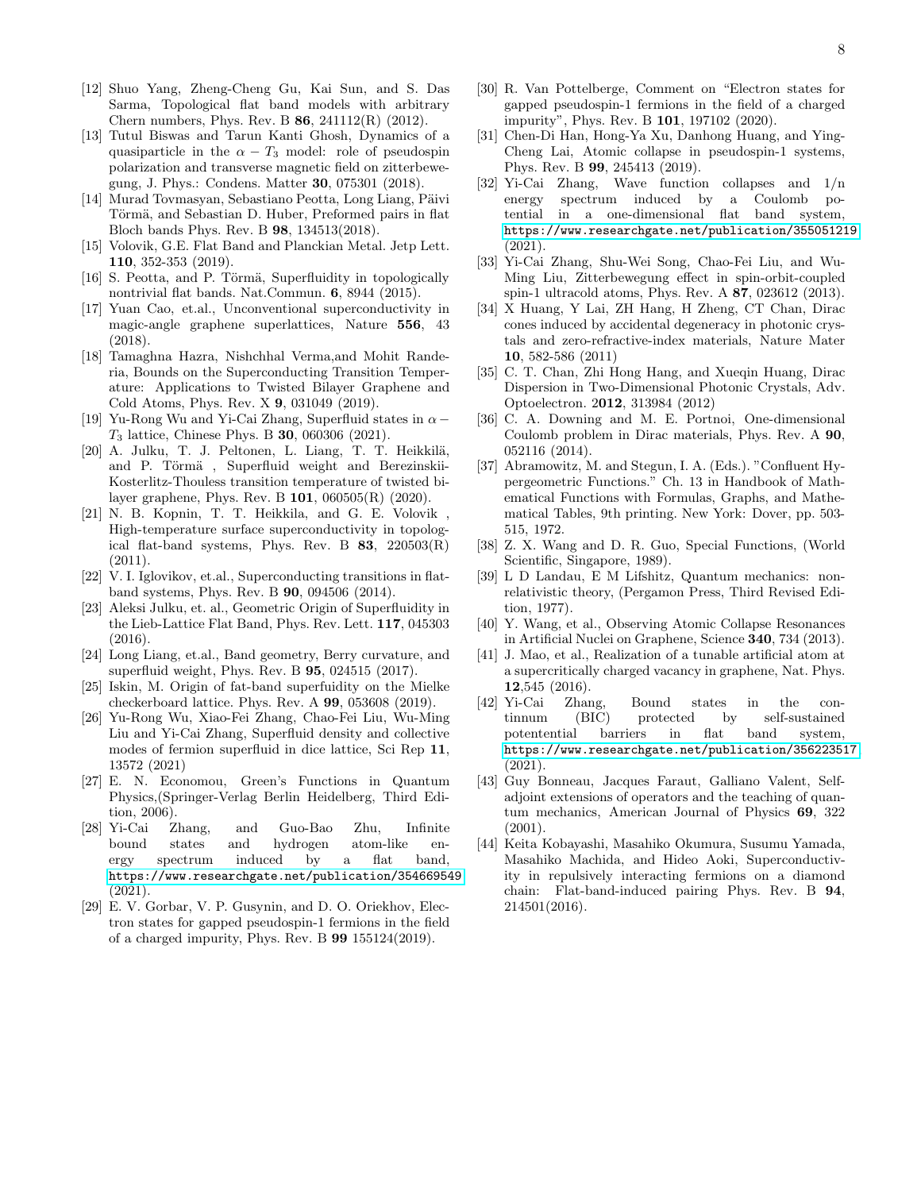[12] Shuo Yang, Zheng-Cheng Gu, Kai Sun, and S. Das Sarma, Topological flat band models with arbitrary Chern numbers, Phys. Rev. B **86**, 241112(R) (2012).

[13] Tutul Biswas and Tarun Kanti Ghosh, Dynamics of a quasiparticle in the $\alpha - T_3$ model: role of pseudospin polarization and transverse magnetic field on zitterbewegung, J. Phys.: Condens. Matter **30**, 075301 (2018).

[14] Murad Tovmasyan, Sebastiano Peotta, Long Liang, Päivi Törmä, and Sebastian D. Huber, Preformed pairs in flat Bloch bands Phys. Rev. B **98**, 134513(2018).

[15] Volovik, G.E. Flat Band and Planckian Metal. Jetp Lett. **110**, 352-353 (2019).

[16] S. Peotta, and P. Törmä, Superfluidity in topologically nontrivial flat bands. Nat.Commun. **6**, 8944 (2015).

[17] Yuan Cao, et.al., Unconventional superconductivity in magic-angle graphene superlattices, Nature **556**, 43 (2018).

[18] Tamaghna Hazra, Nishchhal Verma,and Mohit Randeria, Bounds on the Superconducting Transition Temperature: Applications to Twisted Bilayer Graphene and Cold Atoms, Phys. Rev. X **9**, 031049 (2019).

[19] Yu-Rong Wu and Yi-Cai Zhang, Superfluid states in $\alpha - T_3$ lattice, Chinese Phys. B **30**, 060306 (2021).

[20] A. Julku, T. J. Peltonen, L. Liang, T. T. Heikkilä, and P. Törmä , Superfluid weight and Berezinskii-Kosterlitz-Thouless transition temperature of twisted bilayer graphene, Phys. Rev. B **101**, 060505(R) (2020).

[21] N. B. Kopnin, T. T. Heikkila, and G. E. Volovik , High-temperature surface superconductivity in topological flat-band systems, Phys. Rev. B **83**, 220503(R) (2011).

[22] V. I. Iglovikov, et.al., Superconducting transitions in flat-band systems, Phys. Rev. B **90**, 094506 (2014).

[23] Aleksi Julku, et. al., Geometric Origin of Superfluidity in the Lieb-Lattice Flat Band, Phys. Rev. Lett. **117**, 045303 (2016).

[24] Long Liang, et.al., Band geometry, Berry curvature, and superfluid weight, Phys. Rev. B **95**, 024515 (2017).

[25] Iskin, M. Origin of fat-band superfuidity on the Mielke checkerboard lattice. Phys. Rev. A **99**, 053608 (2019).

[26] Yu-Rong Wu, Xiao-Fei Zhang, Chao-Fei Liu, Wu-Ming Liu and Yi-Cai Zhang, Superfluid density and collective modes of fermion superfluid in dice lattice, Sci Rep **11**, 13572 (2021)

[27] E. N. Economou, Green's Functions in Quantum Physics,(Springer-Verlag Berlin Heidelberg, Third Edition, 2006).

[28] Yi-Cai Zhang, and Guo-Bao Zhu, Infinite bound states and hydrogen atom-like energy spectrum induced by a flat band, https://www.researchgate.net/publication/354669549 (2021).

[29] E. V. Gorbar, V. P. Gusynin, and D. O. Oriekhov, Electron states for gapped pseudospin-1 fermions in the field of a charged impurity, Phys. Rev. B **99** 155124(2019).

[30] R. Van Pottelberge, Comment on "Electron states for gapped pseudospin-1 fermions in the field of a charged impurity", Phys. Rev. B **101**, 197102 (2020).

[31] Chen-Di Han, Hong-Ya Xu, Danhong Huang, and Ying-Cheng Lai, Atomic collapse in pseudospin-1 systems, Phys. Rev. B **99**, 245413 (2019).

[32] Yi-Cai Zhang, Wave function collapses and 1/n energy spectrum induced by a Coulomb potential in a one-dimensional flat band system, https://www.researchgate.net/publication/355051219 (2021).

[33] Yi-Cai Zhang, Shu-Wei Song, Chao-Fei Liu, and Wu-Ming Liu, Zitterbewegung effect in spin-orbit-coupled spin-1 ultracold atoms, Phys. Rev. A **87**, 023612 (2013).

[34] X Huang, Y Lai, ZH Hang, H Zheng, CT Chan, Dirac cones induced by accidental degeneracy in photonic crystals and zero-refractive-index materials, Nature Mater **10**, 582-586 (2011)

[35] C. T. Chan, Zhi Hong Hang, and Xueqin Huang, Dirac Dispersion in Two-Dimensional Photonic Crystals, Adv. Optoelectron. **2012**, 313984 (2012)

[36] C. A. Downing and M. E. Portnoi, One-dimensional Coulomb problem in Dirac materials, Phys. Rev. A **90**, 052116 (2014).

[37] Abramowitz, M. and Stegun, I. A. (Eds.). "Confluent Hypergeometric Functions." Ch. 13 in Handbook of Mathematical Functions with Formulas, Graphs, and Mathematical Tables, 9th printing. New York: Dover, pp. 503-515, 1972.

[38] Z. X. Wang and D. R. Guo, Special Functions, (World Scientific, Singapore, 1989).

[39] L D Landau, E M Lifshitz, Quantum mechanics: non-relativistic theory, (Pergamon Press, Third Revised Edition, 1977).

[40] Y. Wang, et al., Observing Atomic Collapse Resonances in Artificial Nuclei on Graphene, Science **340**, 734 (2013).

[41] J. Mao, et al., Realization of a tunable artificial atom at a supercritically charged vacancy in graphene, Nat. Phys. **12**,545 (2016).

[42] Yi-Cai Zhang, Bound states in the continuum (BIC) protected by self-sustained potentential barriers in flat band system, https://www.researchgate.net/publication/356223517 (2021).

[43] Guy Bonneau, Jacques Faraut, Galliano Valent, Self-adjoint extensions of operators and the teaching of quantum mechanics, American Journal of Physics **69**, 322 (2001).

[44] Keita Kobayashi, Masahiko Okumura, Susumu Yamada, Masahiko Machida, and Hideo Aoki, Superconductivity in repulsively interacting fermions on a diamond chain: Flat-band-induced pairing Phys. Rev. B **94**, 214501(2016).